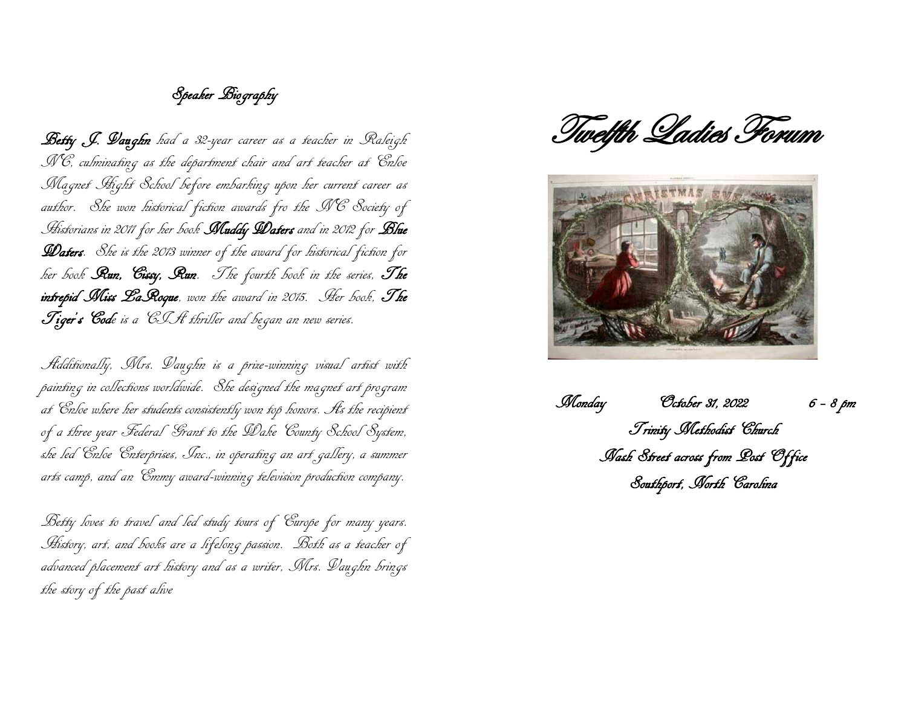## Speaker Biography

**Betty J. Vaughn** had a 32-year career as a teacher in Raleigh NC, culminating as the department chair and art teacher at Enloe Magnet Hight School before embarking upon her current career as author. She won historical fiction awards fro the NC Society of Historians in 2011 for her book **Muddy Waters** and in 2012 for **Blue Waters**. She is the 2013 winner of the award for historical fiction for her book **Run, Cissy, Run**. The fourth book in the series, **The intrepid Miss LaRoque**, won the award in 2015. Her book, **The Tiger's Cod**e is a CIA thriller and began an new series.

Additionally, Mrs. Vaughn is a prize-winning visual artist with painting in collections worldwide. She designed the magnet art program at Enloe where her students consistently won top honors. As the recipient of a three year Federal Grant to the Wake County School System, she led Enloe Enterprises, Inc., in operating an art gallery, a summer arts camp, and an Emmy award-winning television production company.

Betty loves to travel and led study tours of Europe for many years. History, art, and books are a lifelong passion. Both as a teacher of advanced placement art history and as a writer, Mrs. Vaughn brings the story of the past alive

# Twelfth Ladies Forum

Monday October 31, 2022 6 – 8 pm

Trinity Methodist Church

Nash Street across from Post Office

Southport, North Carolina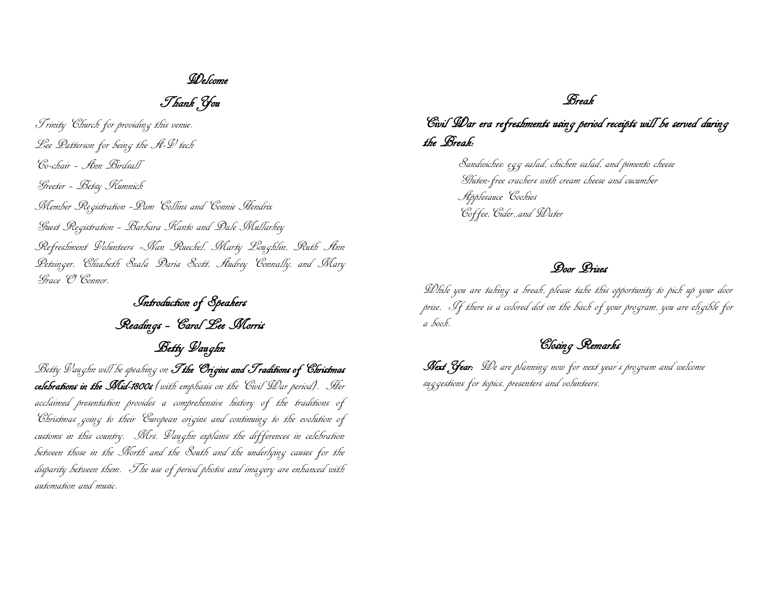## Welcome

## Thank You

Trinity Church for providing this venue.

Lee Patterson for being the A-V tech

Co-chair – Ann Birdsall

Greeter – Betsy Kumnick

Member Registration -Pam Collins and Connie Hendrix

Guest Registration – Barbara Kanto and Dale Mullarkey

Refreshment Volunteers -Nan Rueckel, Marty Loughlin, Ruth Ann Petzinger, Elizabeth Szala Daria Scott, Audrey Connally, and Mary Grace O Connor.

## Introduction of Speakers

## Readings – Carol Lee Morris

## Betty Vaughn

Betty Vaughn will be speaking on **The Origins and Traditions of Christmas celebrations in the Mid-1800s** (with emphasis on the Civil War period). Her acclaimed presentation provides a comprehensive history of the traditions of Christmas going to their European origins and continuing to the evolution of customs in this country. Mrs. Vaughn explains the differences in celebration between those in the North and the South and the underlying causes for the disparity between them. The use of period photos and imagery are enhanced with automation and music.

## Break

**Civil War era refreshments using period receipts will be served during the Break:**

Sandwiches: egg salad, chicken salad, and pimento cheese
Gluten-free crackers with cream cheese and cucumber
Applesauce Cookies
Coffee, Cider,,and Water

## Door Prizes

While you are taking a break, please take this opportunity to pick up your door prize. If there is a colored dot on the back of your program, you are eligible for a book.

## Closing Remarks

**Next Year:** We are planning now for next year's program and welcome suggestions for topics, presenters and volunteers.